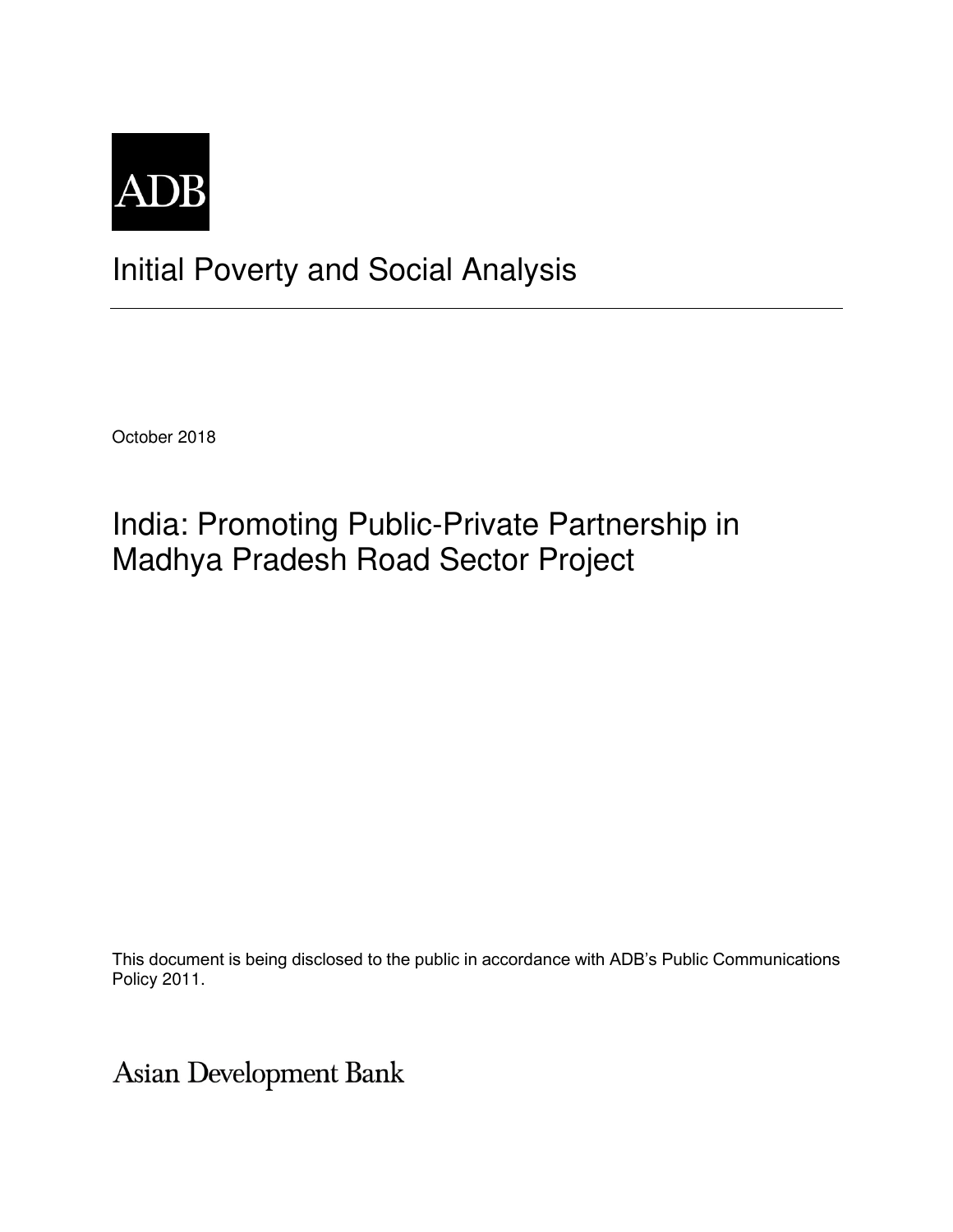ADB

# Initial Poverty and Social Analysis

October 2018

## India: Promoting Public-Private Partnership in Madhya Pradesh Road Sector Project

This document is being disclosed to the public in accordance with ADB's Public Communications Policy 2011.

Asian Development Bank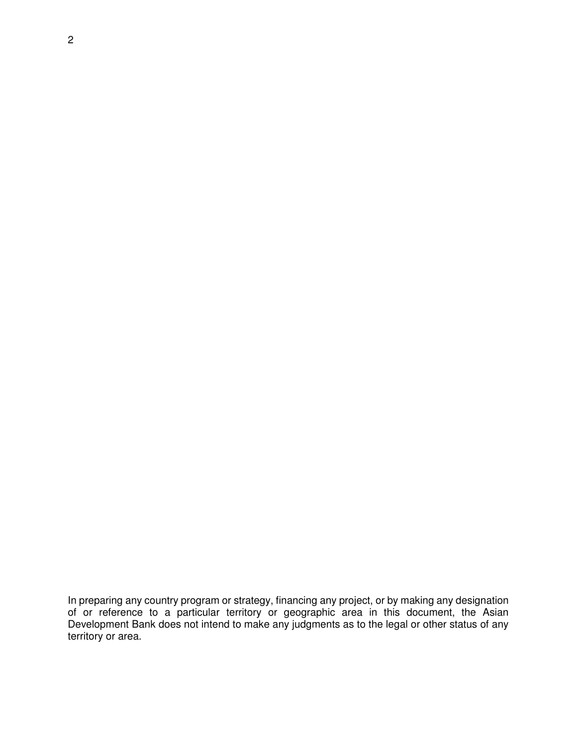In preparing any country program or strategy, financing any project, or by making any designation of or reference to a particular territory or geographic area in this document, the Asian Development Bank does not intend to make any judgments as to the legal or other status of any territory or area.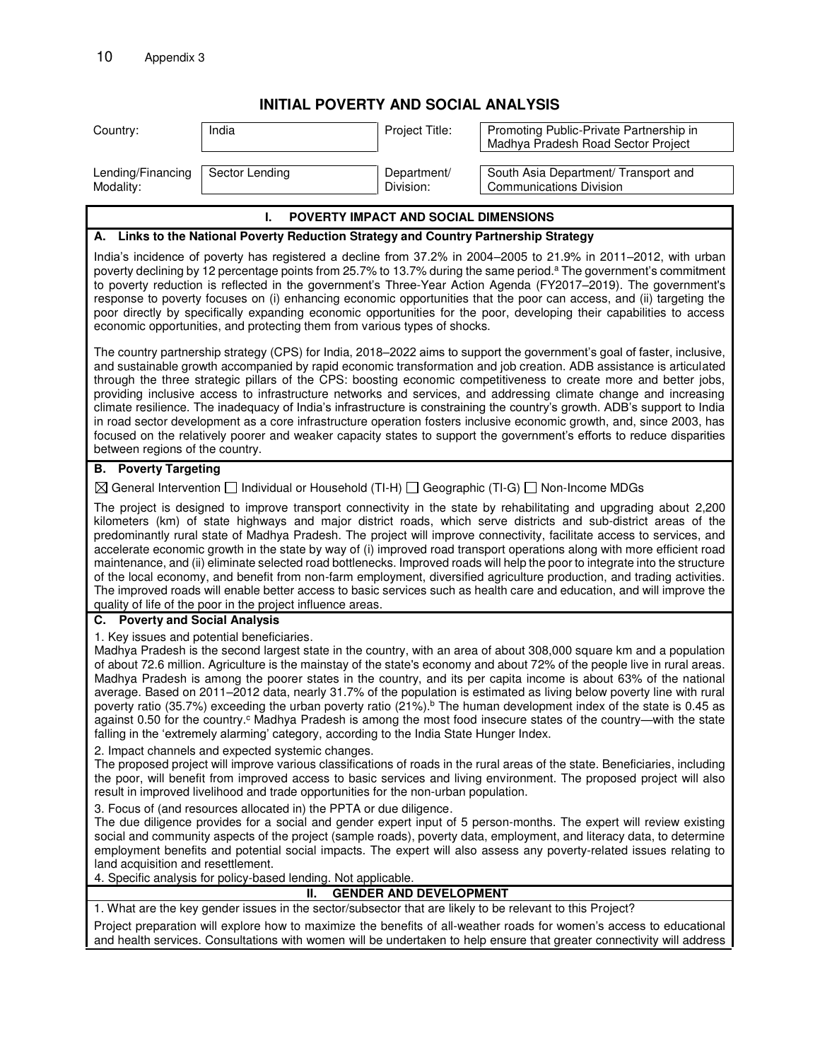# INITIAL POVERTY AND SOCIAL ANALYSIS

| Country: | India | Project Title: | Promoting Public-Private Partnership in Madhya Pradesh Road Sector Project |
|---|---|---|---|
| Lending/Financing Modality: | Sector Lending | Department/ Division: | South Asia Department/ Transport and Communications Division |

## I. POVERTY IMPACT AND SOCIAL DIMENSIONS

### A. Links to the National Poverty Reduction Strategy and Country Partnership Strategy

India's incidence of poverty has registered a decline from 37.2% in 2004–2005 to 21.9% in 2011–2012, with urban poverty declining by 12 percentage points from 25.7% to 13.7% during the same period.[a] The government's commitment to poverty reduction is reflected in the government's Three-Year Action Agenda (FY2017–2019). The government's response to poverty focuses on (i) enhancing economic opportunities that the poor can access, and (ii) targeting the poor directly by specifically expanding economic opportunities for the poor, developing their capabilities to access economic opportunities, and protecting them from various types of shocks.

The country partnership strategy (CPS) for India, 2018–2022 aims to support the government's goal of faster, inclusive, and sustainable growth accompanied by rapid economic transformation and job creation. ADB assistance is articulated through the three strategic pillars of the CPS: boosting economic competitiveness to create more and better jobs, providing inclusive access to infrastructure networks and services, and addressing climate change and increasing climate resilience. The inadequacy of India's infrastructure is constraining the country's growth. ADB's support to India in road sector development as a core infrastructure operation fosters inclusive economic growth, and, since 2003, has focused on the relatively poorer and weaker capacity states to support the government's efforts to reduce disparities between regions of the country.

### B. Poverty Targeting

☒ General Intervention ☐ Individual or Household (TI-H) ☐ Geographic (TI-G) ☐ Non-Income MDGs

The project is designed to improve transport connectivity in the state by rehabilitating and upgrading about 2,200 kilometers (km) of state highways and major district roads, which serve districts and sub-district areas of the predominantly rural state of Madhya Pradesh. The project will improve connectivity, facilitate access to services, and accelerate economic growth in the state by way of (i) improved road transport operations along with more efficient road maintenance, and (ii) eliminate selected road bottlenecks. Improved roads will help the poor to integrate into the structure of the local economy, and benefit from non-farm employment, diversified agriculture production, and trading activities. The improved roads will enable better access to basic services such as health care and education, and will improve the quality of life of the poor in the project influence areas.

### C. Poverty and Social Analysis

1. Key issues and potential beneficiaries.
Madhya Pradesh is the second largest state in the country, with an area of about 308,000 square km and a population of about 72.6 million. Agriculture is the mainstay of the state's economy and about 72% of the people live in rural areas. Madhya Pradesh is among the poorer states in the country, and its per capita income is about 63% of the national average. Based on 2011–2012 data, nearly 31.7% of the population is estimated as living below poverty line with rural poverty ratio (35.7%) exceeding the urban poverty ratio (21%).[b] The human development index of the state is 0.45 as against 0.50 for the country.[c] Madhya Pradesh is among the most food insecure states of the country—with the state falling in the 'extremely alarming' category, according to the India State Hunger Index.

2. Impact channels and expected systemic changes.
The proposed project will improve various classifications of roads in the rural areas of the state. Beneficiaries, including the poor, will benefit from improved access to basic services and living environment. The proposed project will also result in improved livelihood and trade opportunities for the non-urban population.

3. Focus of (and resources allocated in) the PPTA or due diligence.
The due diligence provides for a social and gender expert input of 5 person-months. The expert will review existing social and community aspects of the project (sample roads), poverty data, employment, and literacy data, to determine employment benefits and potential social impacts. The expert will also assess any poverty-related issues relating to land acquisition and resettlement.

4. Specific analysis for policy-based lending. Not applicable.

## II. GENDER AND DEVELOPMENT

1. What are the key gender issues in the sector/subsector that are likely to be relevant to this Project?

Project preparation will explore how to maximize the benefits of all-weather roads for women's access to educational and health services. Consultations with women will be undertaken to help ensure that greater connectivity will address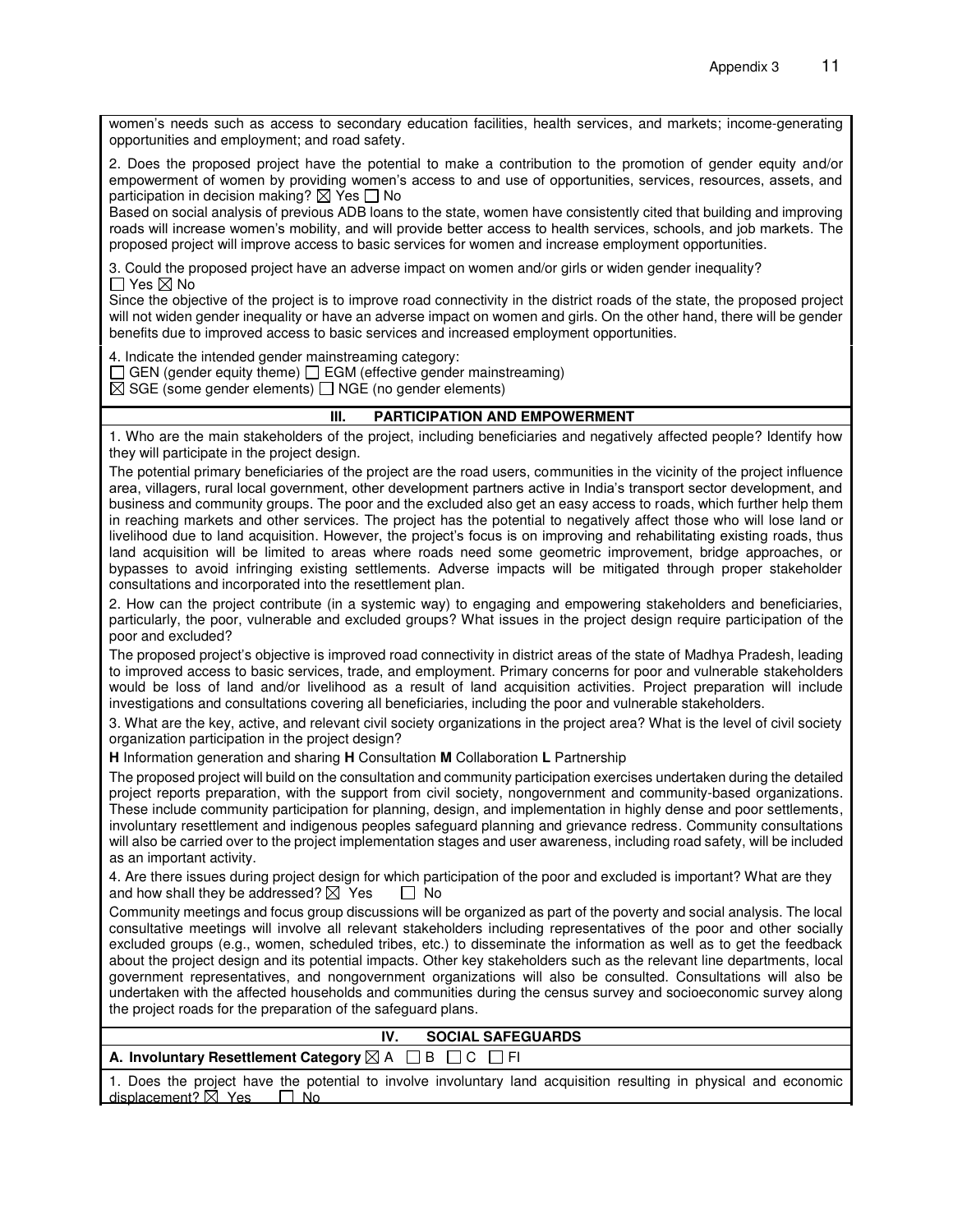women's needs such as access to secondary education facilities, health services, and markets; income-generating opportunities and employment; and road safety.

2. Does the proposed project have the potential to make a contribution to the promotion of gender equity and/or empowerment of women by providing women's access to and use of opportunities, services, resources, assets, and participation in decision making? ☒ Yes ☐ No

Based on social analysis of previous ADB loans to the state, women have consistently cited that building and improving roads will increase women's mobility, and will provide better access to health services, schools, and job markets. The proposed project will improve access to basic services for women and increase employment opportunities.

3. Could the proposed project have an adverse impact on women and/or girls or widen gender inequality?
☐ Yes ☒ No

Since the objective of the project is to improve road connectivity in the district roads of the state, the proposed project will not widen gender inequality or have an adverse impact on women and girls. On the other hand, there will be gender benefits due to improved access to basic services and increased employment opportunities.

4. Indicate the intended gender mainstreaming category:
☐ GEN (gender equity theme) ☐ EGM (effective gender mainstreaming)
☒ SGE (some gender elements) ☐ NGE (no gender elements)

## III. PARTICIPATION AND EMPOWERMENT

1. Who are the main stakeholders of the project, including beneficiaries and negatively affected people? Identify how they will participate in the project design.

The potential primary beneficiaries of the project are the road users, communities in the vicinity of the project influence area, villagers, rural local government, other development partners active in India's transport sector development, and business and community groups. The poor and the excluded also get an easy access to roads, which further help them in reaching markets and other services. The project has the potential to negatively affect those who will lose land or livelihood due to land acquisition. However, the project's focus is on improving and rehabilitating existing roads, thus land acquisition will be limited to areas where roads need some geometric improvement, bridge approaches, or bypasses to avoid infringing existing settlements. Adverse impacts will be mitigated through proper stakeholder consultations and incorporated into the resettlement plan.

2. How can the project contribute (in a systemic way) to engaging and empowering stakeholders and beneficiaries, particularly, the poor, vulnerable and excluded groups? What issues in the project design require participation of the poor and excluded?

The proposed project's objective is improved road connectivity in district areas of the state of Madhya Pradesh, leading to improved access to basic services, trade, and employment. Primary concerns for poor and vulnerable stakeholders would be loss of land and/or livelihood as a result of land acquisition activities. Project preparation will include investigations and consultations covering all beneficiaries, including the poor and vulnerable stakeholders.

3. What are the key, active, and relevant civil society organizations in the project area? What is the level of civil society organization participation in the project design?

**H** Information generation and sharing **H** Consultation **M** Collaboration **L** Partnership

The proposed project will build on the consultation and community participation exercises undertaken during the detailed project reports preparation, with the support from civil society, nongovernment and community-based organizations. These include community participation for planning, design, and implementation in highly dense and poor settlements, involuntary resettlement and indigenous peoples safeguard planning and grievance redress. Community consultations will also be carried over to the project implementation stages and user awareness, including road safety, will be included as an important activity.

4. Are there issues during project design for which participation of the poor and excluded is important? What are they and how shall they be addressed? ☒ Yes ☐ No

Community meetings and focus group discussions will be organized as part of the poverty and social analysis. The local consultative meetings will involve all relevant stakeholders including representatives of the poor and other socially excluded groups (e.g., women, scheduled tribes, etc.) to disseminate the information as well as to get the feedback about the project design and its potential impacts. Other key stakeholders such as the relevant line departments, local government representatives, and nongovernment organizations will also be consulted. Consultations will also be undertaken with the affected households and communities during the census survey and socioeconomic survey along the project roads for the preparation of the safeguard plans.

## IV. SOCIAL SAFEGUARDS

**A. Involuntary Resettlement Category** ☒ A ☐ B ☐ C ☐ FI

1. Does the project have the potential to involve involuntary land acquisition resulting in physical and economic displacement? ☒ Yes ☐ No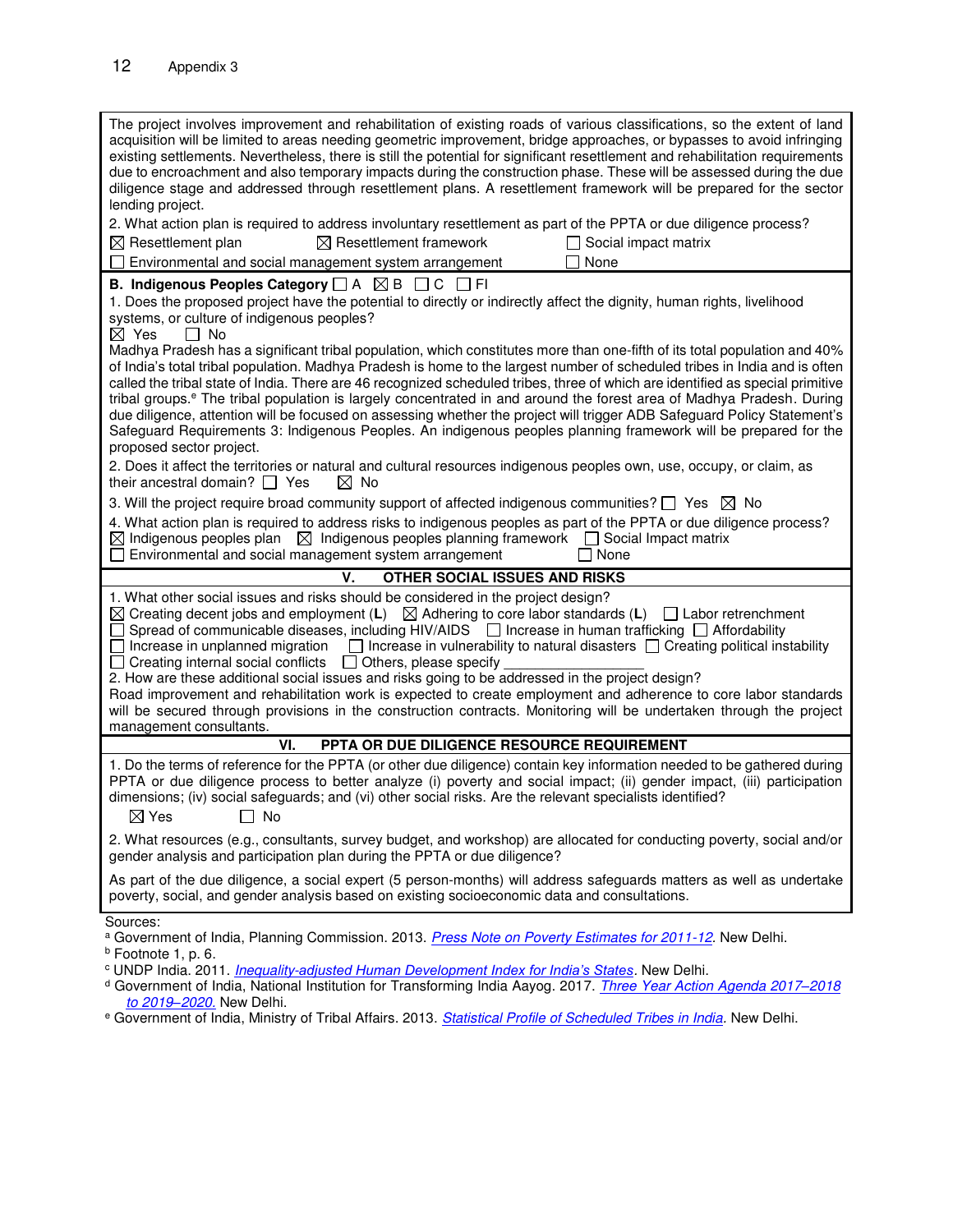The project involves improvement and rehabilitation of existing roads of various classifications, so the extent of land acquisition will be limited to areas needing geometric improvement, bridge approaches, or bypasses to avoid infringing existing settlements. Nevertheless, there is still the potential for significant resettlement and rehabilitation requirements due to encroachment and also temporary impacts during the construction phase. These will be assessed during the due diligence stage and addressed through resettlement plans. A resettlement framework will be prepared for the sector lending project.

2. What action plan is required to address involuntary resettlement as part of the PPTA or due diligence process?

☒ Resettlement plan ☒ Resettlement framework ☐ Social impact matrix
☐ Environmental and social management system arrangement ☐ None

**B. Indigenous Peoples Category** ☐ A ☒ B ☐ C ☐ FI

1. Does the proposed project have the potential to directly or indirectly affect the dignity, human rights, livelihood systems, or culture of indigenous peoples?

☒ Yes ☐ No

Madhya Pradesh has a significant tribal population, which constitutes more than one-fifth of its total population and 40% of India's total tribal population. Madhya Pradesh is home to the largest number of scheduled tribes in India and is often called the tribal state of India. There are 46 recognized scheduled tribes, three of which are identified as special primitive tribal groups.[e] The tribal population is largely concentrated in and around the forest area of Madhya Pradesh. During due diligence, attention will be focused on assessing whether the project will trigger ADB Safeguard Policy Statement's Safeguard Requirements 3: Indigenous Peoples. An indigenous peoples planning framework will be prepared for the proposed sector project.

2. Does it affect the territories or natural and cultural resources indigenous peoples own, use, occupy, or claim, as their ancestral domain? ☐ Yes ☒ No

3. Will the project require broad community support of affected indigenous communities? ☐ Yes ☒ No

4. What action plan is required to address risks to indigenous peoples as part of the PPTA or due diligence process?

☒ Indigenous peoples plan ☒ Indigenous peoples planning framework ☐ Social Impact matrix
☐ Environmental and social management system arrangement ☐ None

## V. OTHER SOCIAL ISSUES AND RISKS

1. What other social issues and risks should be considered in the project design?

☒ Creating decent jobs and employment (**L**) ☒ Adhering to core labor standards (**L**) ☐ Labor retrenchment
☐ Spread of communicable diseases, including HIV/AIDS ☐ Increase in human trafficking ☐ Affordability
☐ Increase in unplanned migration ☐ Increase in vulnerability to natural disasters ☐ Creating political instability
☐ Creating internal social conflicts ☐ Others, please specify ______________

2. How are these additional social issues and risks going to be addressed in the project design?

Road improvement and rehabilitation work is expected to create employment and adherence to core labor standards will be secured through provisions in the construction contracts. Monitoring will be undertaken through the project management consultants.

## VI. PPTA OR DUE DILIGENCE RESOURCE REQUIREMENT

1. Do the terms of reference for the PPTA (or other due diligence) contain key information needed to be gathered during PPTA or due diligence process to better analyze (i) poverty and social impact; (ii) gender impact, (iii) participation dimensions; (iv) social safeguards; and (vi) other social risks. Are the relevant specialists identified?

☒ Yes ☐ No

2. What resources (e.g., consultants, survey budget, and workshop) are allocated for conducting poverty, social and/or gender analysis and participation plan during the PPTA or due diligence?

As part of the due diligence, a social expert (5 person-months) will address safeguards matters as well as undertake poverty, social, and gender analysis based on existing socioeconomic data and consultations.

Sources:

[a] Government of India, Planning Commission. 2013. *Press Note on Poverty Estimates for 2011-12*. New Delhi.

[b] Footnote 1, p. 6.

[c] UNDP India. 2011. *Inequality-adjusted Human Development Index for India's States*. New Delhi.

[d] Government of India, National Institution for Transforming India Aayog. 2017. *Three Year Action Agenda 2017–2018 to 2019–2020.* New Delhi.

[e] Government of India, Ministry of Tribal Affairs. 2013. *Statistical Profile of Scheduled Tribes in India*. New Delhi.